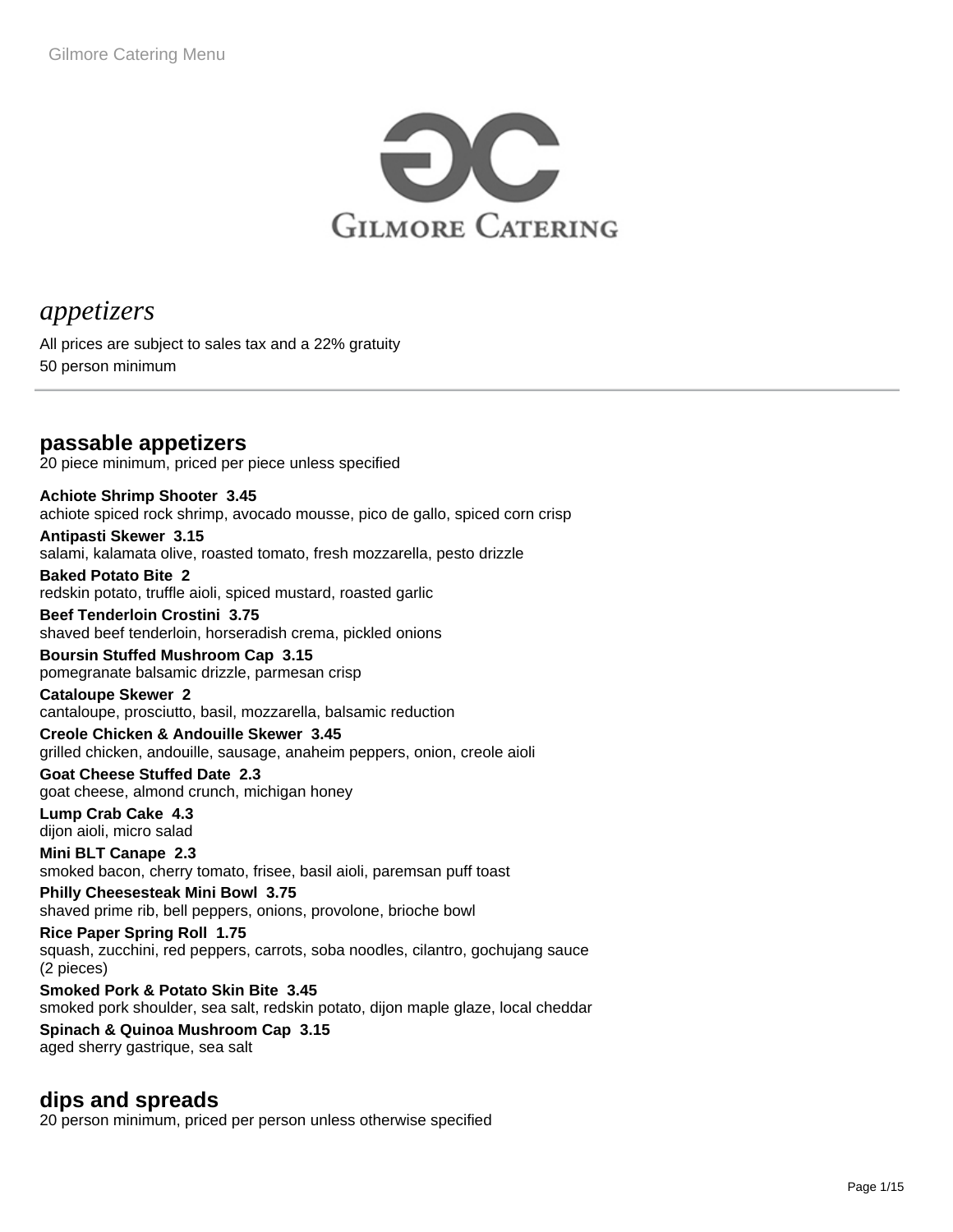# Gilmore Catering

## *appetizers*

All prices are subject to sales tax and a 22% gratuity

50 person minimum

---

### passable appetizers

20 piece minimum, priced per piece unless specified

**Achiote Shrimp Shooter 3.45**
achiote spiced rock shrimp, avocado mousse, pico de gallo, spiced corn crisp

**Antipasti Skewer 3.15**
salami, kalamata olive, roasted tomato, fresh mozzarella, pesto drizzle

**Baked Potato Bite 2**
redskin potato, truffle aioli, spiced mustard, roasted garlic

**Beef Tenderloin Crostini 3.75**
shaved beef tenderloin, horseradish crema, pickled onions

**Boursin Stuffed Mushroom Cap 3.15**
pomegranate balsamic drizzle, parmesan crisp

**Cataloupe Skewer 2**
cantaloupe, prosciutto, basil, mozzarella, balsamic reduction

**Creole Chicken & Andouille Skewer 3.45**
grilled chicken, andouille, sausage, anaheim peppers, onion, creole aioli

**Goat Cheese Stuffed Date 2.3**
goat cheese, almond crunch, michigan honey

**Lump Crab Cake 4.3**
dijon aioli, micro salad

**Mini BLT Canape 2.3**
smoked bacon, cherry tomato, frisee, basil aioli, paremsan puff toast

**Philly Cheesesteak Mini Bowl 3.75**
shaved prime rib, bell peppers, onions, provolone, brioche bowl

**Rice Paper Spring Roll 1.75**
squash, zucchini, red peppers, carrots, soba noodles, cilantro, gochujang sauce
(2 pieces)

**Smoked Pork & Potato Skin Bite 3.45**
smoked pork shoulder, sea salt, redskin potato, dijon maple glaze, local cheddar

**Spinach & Quinoa Mushroom Cap 3.15**
aged sherry gastrique, sea salt

### dips and spreads

20 person minimum, priced per person unless otherwise specified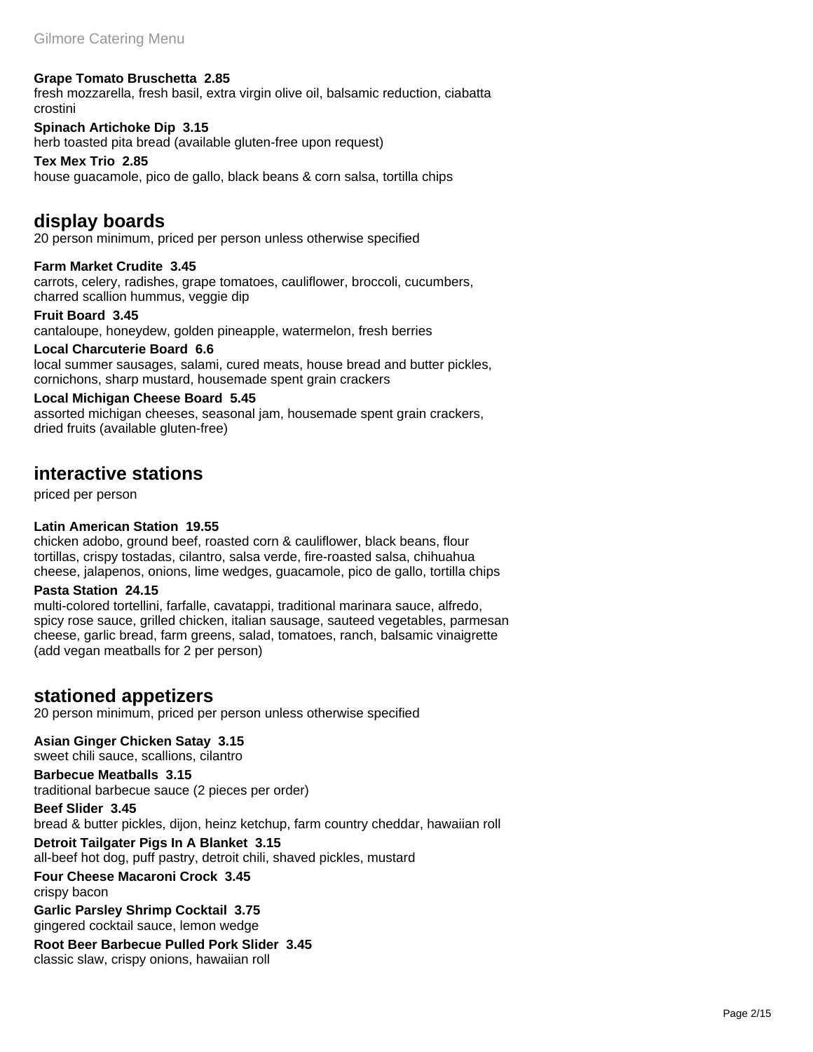**Grape Tomato Bruschetta 2.85**
fresh mozzarella, fresh basil, extra virgin olive oil, balsamic reduction, ciabatta crostini

**Spinach Artichoke Dip 3.15**
herb toasted pita bread (available gluten-free upon request)

**Tex Mex Trio 2.85**
house guacamole, pico de gallo, black beans & corn salsa, tortilla chips

## display boards

20 person minimum, priced per person unless otherwise specified

**Farm Market Crudite 3.45**
carrots, celery, radishes, grape tomatoes, cauliflower, broccoli, cucumbers, charred scallion hummus, veggie dip

**Fruit Board 3.45**
cantaloupe, honeydew, golden pineapple, watermelon, fresh berries

**Local Charcuterie Board 6.6**
local summer sausages, salami, cured meats, house bread and butter pickles, cornichons, sharp mustard, housemade spent grain crackers

**Local Michigan Cheese Board 5.45**
assorted michigan cheeses, seasonal jam, housemade spent grain crackers, dried fruits (available gluten-free)

## interactive stations

priced per person

**Latin American Station 19.55**
chicken adobo, ground beef, roasted corn & cauliflower, black beans, flour tortillas, crispy tostadas, cilantro, salsa verde, fire-roasted salsa, chihuahua cheese, jalapenos, onions, lime wedges, guacamole, pico de gallo, tortilla chips

**Pasta Station 24.15**
multi-colored tortellini, farfalle, cavatappi, traditional marinara sauce, alfredo, spicy rose sauce, grilled chicken, italian sausage, sauteed vegetables, parmesan cheese, garlic bread, farm greens, salad, tomatoes, ranch, balsamic vinaigrette (add vegan meatballs for 2 per person)

## stationed appetizers

20 person minimum, priced per person unless otherwise specified

**Asian Ginger Chicken Satay 3.15**
sweet chili sauce, scallions, cilantro

**Barbecue Meatballs 3.15**
traditional barbecue sauce (2 pieces per order)

**Beef Slider 3.45**
bread & butter pickles, dijon, heinz ketchup, farm country cheddar, hawaiian roll

**Detroit Tailgater Pigs In A Blanket 3.15**
all-beef hot dog, puff pastry, detroit chili, shaved pickles, mustard

**Four Cheese Macaroni Crock 3.45**
crispy bacon

**Garlic Parsley Shrimp Cocktail 3.75**
gingered cocktail sauce, lemon wedge

**Root Beer Barbecue Pulled Pork Slider 3.45**
classic slaw, crispy onions, hawaiian roll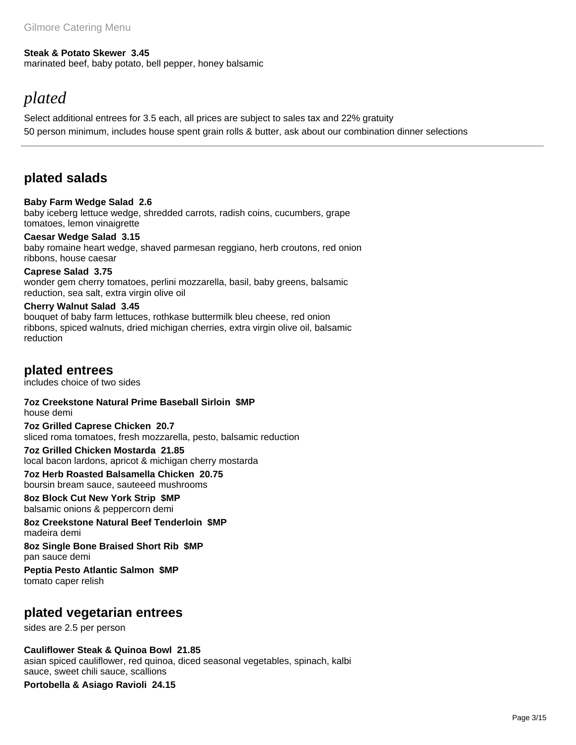**Steak & Potato Skewer  3.45**
marinated beef, baby potato, bell pepper, honey balsamic

# *plated*

Select additional entrees for 3.5 each, all prices are subject to sales tax and 22% gratuity
50 person minimum, includes house spent grain rolls & butter, ask about our combination dinner selections

---

## plated salads

**Baby Farm Wedge Salad  2.6**
baby iceberg lettuce wedge, shredded carrots, radish coins, cucumbers, grape tomatoes, lemon vinaigrette

**Caesar Wedge Salad  3.15**
baby romaine heart wedge, shaved parmesan reggiano, herb croutons, red onion ribbons, house caesar

**Caprese Salad  3.75**
wonder gem cherry tomatoes, perlini mozzarella, basil, baby greens, balsamic reduction, sea salt, extra virgin olive oil

**Cherry Walnut Salad  3.45**
bouquet of baby farm lettuces, rothkase buttermilk bleu cheese, red onion ribbons, spiced walnuts, dried michigan cherries, extra virgin olive oil, balsamic reduction

## plated entrees

includes choice of two sides

**7oz Creekstone Natural Prime Baseball Sirloin  $MP**
house demi

**7oz Grilled Caprese Chicken  20.7**
sliced roma tomatoes, fresh mozzarella, pesto, balsamic reduction

**7oz Grilled Chicken Mostarda  21.85**
local bacon lardons, apricot & michigan cherry mostarda

**7oz Herb Roasted Balsamella Chicken  20.75**
boursin bream sauce, sauteeed mushrooms

**8oz Block Cut New York Strip  $MP**
balsamic onions & peppercorn demi

**8oz Creekstone Natural Beef Tenderloin  $MP**
madeira demi

**8oz Single Bone Braised Short Rib  $MP**
pan sauce demi

**Peptia Pesto Atlantic Salmon  $MP**
tomato caper relish

## plated vegetarian entrees

sides are 2.5 per person

**Cauliflower Steak & Quinoa Bowl  21.85**
asian spiced cauliflower, red quinoa, diced seasonal vegetables, spinach, kalbi sauce, sweet chili sauce, scallions

**Portobella & Asiago Ravioli  24.15**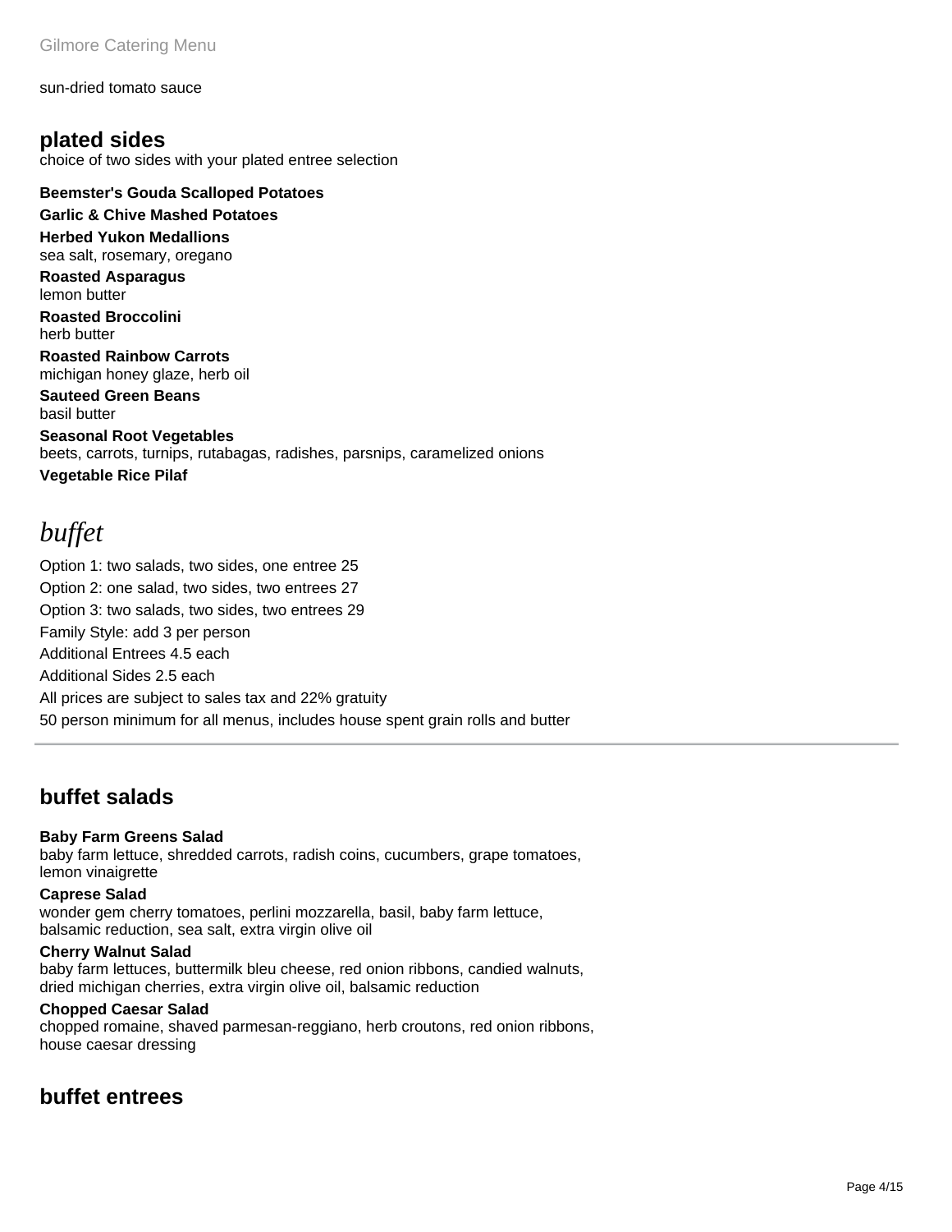sun-dried tomato sauce

## plated sides

choice of two sides with your plated entree selection

**Beemster's Gouda Scalloped Potatoes**

**Garlic & Chive Mashed Potatoes**

**Herbed Yukon Medallions**
sea salt, rosemary, oregano

**Roasted Asparagus**
lemon butter

**Roasted Broccolini**
herb butter

**Roasted Rainbow Carrots**
michigan honey glaze, herb oil

**Sauteed Green Beans**
basil butter

**Seasonal Root Vegetables**
beets, carrots, turnips, rutabagas, radishes, parsnips, caramelized onions

**Vegetable Rice Pilaf**

# *buffet*

Option 1: two salads, two sides, one entree 25

Option 2: one salad, two sides, two entrees 27

Option 3: two salads, two sides, two entrees 29

Family Style: add 3 per person

Additional Entrees 4.5 each

Additional Sides 2.5 each

All prices are subject to sales tax and 22% gratuity

50 person minimum for all menus, includes house spent grain rolls and butter

---

## buffet salads

**Baby Farm Greens Salad**
baby farm lettuce, shredded carrots, radish coins, cucumbers, grape tomatoes, lemon vinaigrette

**Caprese Salad**
wonder gem cherry tomatoes, perlini mozzarella, basil, baby farm lettuce, balsamic reduction, sea salt, extra virgin olive oil

**Cherry Walnut Salad**
baby farm lettuces, buttermilk bleu cheese, red onion ribbons, candied walnuts, dried michigan cherries, extra virgin olive oil, balsamic reduction

**Chopped Caesar Salad**
chopped romaine, shaved parmesan-reggiano, herb croutons, red onion ribbons, house caesar dressing

## buffet entrees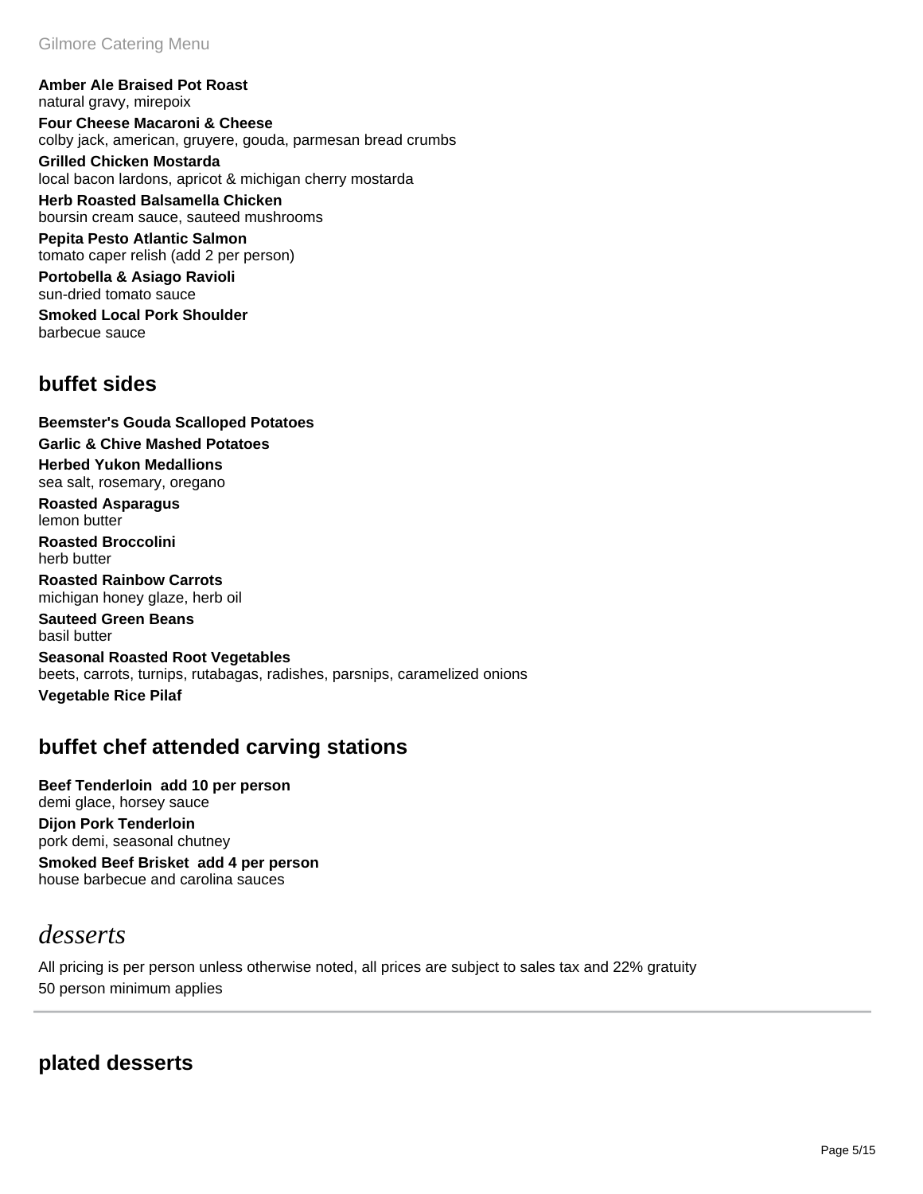**Amber Ale Braised Pot Roast**
natural gravy, mirepoix

**Four Cheese Macaroni & Cheese**
colby jack, american, gruyere, gouda, parmesan bread crumbs

**Grilled Chicken Mostarda**
local bacon lardons, apricot & michigan cherry mostarda

**Herb Roasted Balsamella Chicken**
boursin cream sauce, sauteed mushrooms

**Pepita Pesto Atlantic Salmon**
tomato caper relish (add 2 per person)

**Portobella & Asiago Ravioli**
sun-dried tomato sauce

**Smoked Local Pork Shoulder**
barbecue sauce

## buffet sides

**Beemster's Gouda Scalloped Potatoes**

**Garlic & Chive Mashed Potatoes**

**Herbed Yukon Medallions**
sea salt, rosemary, oregano

**Roasted Asparagus**
lemon butter

**Roasted Broccolini**
herb butter

**Roasted Rainbow Carrots**
michigan honey glaze, herb oil

**Sauteed Green Beans**
basil butter

**Seasonal Roasted Root Vegetables**
beets, carrots, turnips, rutabagas, radishes, parsnips, caramelized onions

**Vegetable Rice Pilaf**

## buffet chef attended carving stations

**Beef Tenderloin add 10 per person**
demi glace, horsey sauce

**Dijon Pork Tenderloin**
pork demi, seasonal chutney

**Smoked Beef Brisket add 4 per person**
house barbecue and carolina sauces

# *desserts*

All pricing is per person unless otherwise noted, all prices are subject to sales tax and 22% gratuity
50 person minimum applies

---

## plated desserts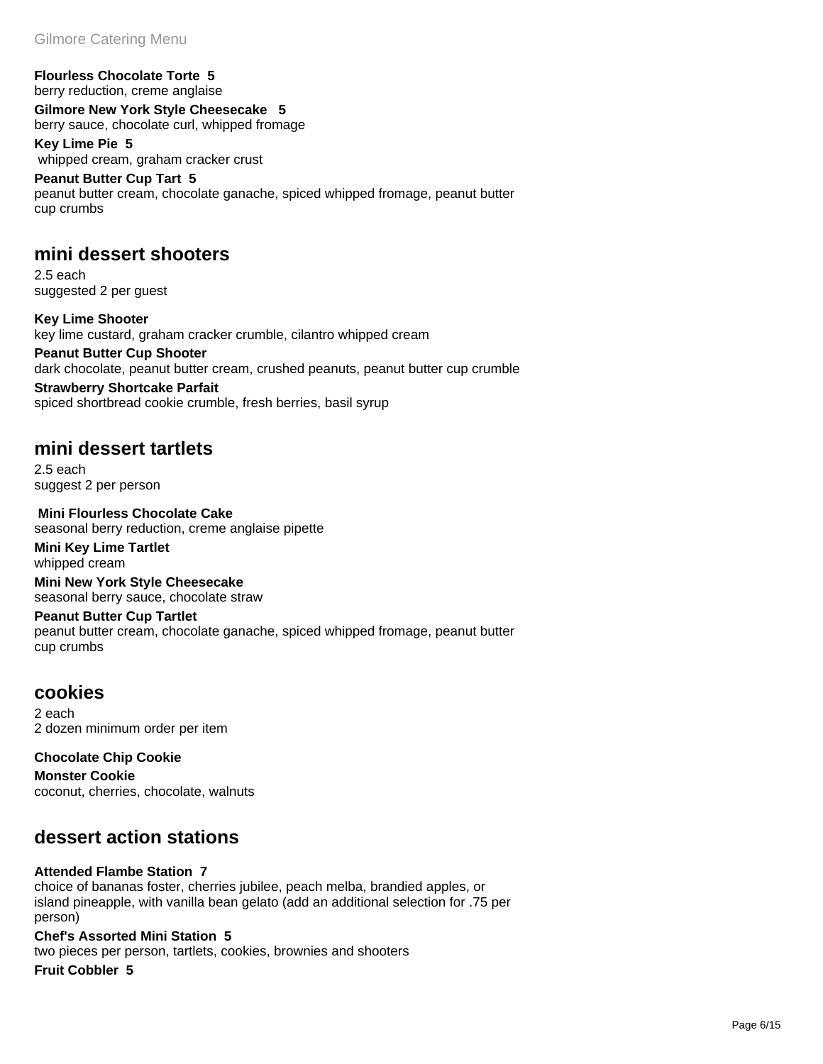**Flourless Chocolate Torte  5**
berry reduction, creme anglaise

**Gilmore New York Style Cheesecake   5**
berry sauce, chocolate curl, whipped fromage

**Key Lime Pie  5**
whipped cream, graham cracker crust

**Peanut Butter Cup Tart  5**
peanut butter cream, chocolate ganache, spiced whipped fromage, peanut butter cup crumbs

## mini dessert shooters

2.5 each
suggested 2 per guest

**Key Lime Shooter**
key lime custard, graham cracker crumble, cilantro whipped cream

**Peanut Butter Cup Shooter**
dark chocolate, peanut butter cream, crushed peanuts, peanut butter cup crumble

**Strawberry Shortcake Parfait**
spiced shortbread cookie crumble, fresh berries, basil syrup

## mini dessert tartlets

2.5 each
suggest 2 per person

**Mini Flourless Chocolate Cake**
seasonal berry reduction, creme anglaise pipette

**Mini Key Lime Tartlet**
whipped cream

**Mini New York Style Cheesecake**
seasonal berry sauce, chocolate straw

**Peanut Butter Cup Tartlet**
peanut butter cream, chocolate ganache, spiced whipped fromage, peanut butter cup crumbs

## cookies

2 each
2 dozen minimum order per item

**Chocolate Chip Cookie**

**Monster Cookie**
coconut, cherries, chocolate, walnuts

## dessert action stations

**Attended Flambe Station  7**
choice of bananas foster, cherries jubilee, peach melba, brandied apples, or island pineapple, with vanilla bean gelato (add an additional selection for .75 per person)

**Chef's Assorted Mini Station  5**
two pieces per person, tartlets, cookies, brownies and shooters

**Fruit Cobbler  5**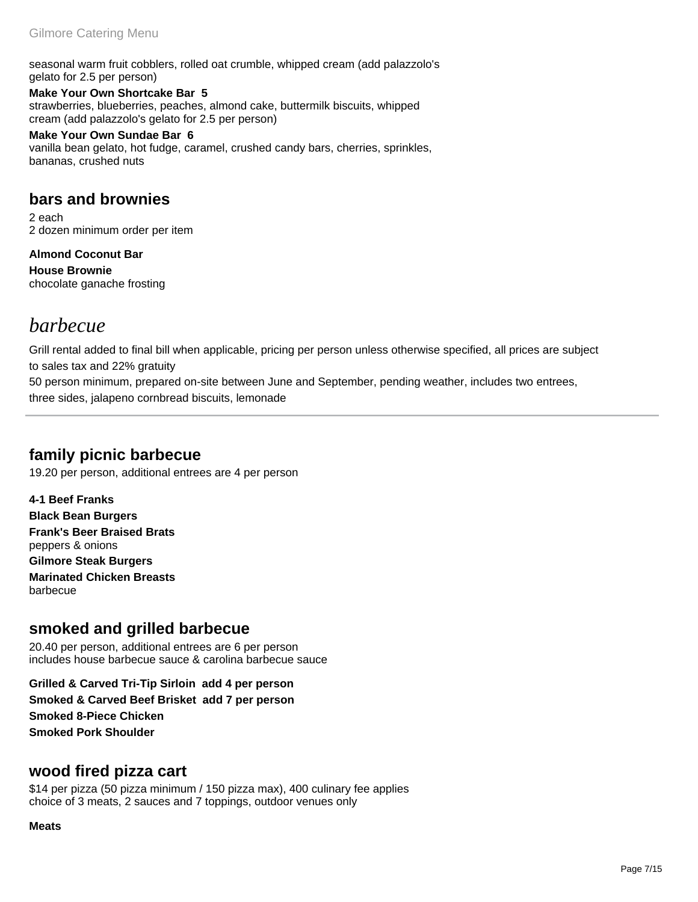seasonal warm fruit cobblers, rolled oat crumble, whipped cream (add palazzolo's gelato for 2.5 per person)

**Make Your Own Shortcake Bar 5**
strawberries, blueberries, peaches, almond cake, buttermilk biscuits, whipped cream (add palazzolo's gelato for 2.5 per person)

**Make Your Own Sundae Bar 6**
vanilla bean gelato, hot fudge, caramel, crushed candy bars, cherries, sprinkles, bananas, crushed nuts

## bars and brownies

2 each
2 dozen minimum order per item

**Almond Coconut Bar**

**House Brownie**
chocolate ganache frosting

# *barbecue*

Grill rental added to final bill when applicable, pricing per person unless otherwise specified, all prices are subject to sales tax and 22% gratuity
50 person minimum, prepared on-site between June and September, pending weather, includes two entrees, three sides, jalapeno cornbread biscuits, lemonade

---

## family picnic barbecue

19.20 per person, additional entrees are 4 per person

**4-1 Beef Franks**

**Black Bean Burgers**

**Frank's Beer Braised Brats**
peppers & onions

**Gilmore Steak Burgers**

**Marinated Chicken Breasts**
barbecue

## smoked and grilled barbecue

20.40 per person, additional entrees are 6 per person
includes house barbecue sauce & carolina barbecue sauce

**Grilled & Carved Tri-Tip Sirloin add 4 per person**

**Smoked & Carved Beef Brisket add 7 per person**

**Smoked 8-Piece Chicken**

**Smoked Pork Shoulder**

## wood fired pizza cart

$14 per pizza (50 pizza minimum / 150 pizza max), 400 culinary fee applies
choice of 3 meats, 2 sauces and 7 toppings, outdoor venues only

**Meats**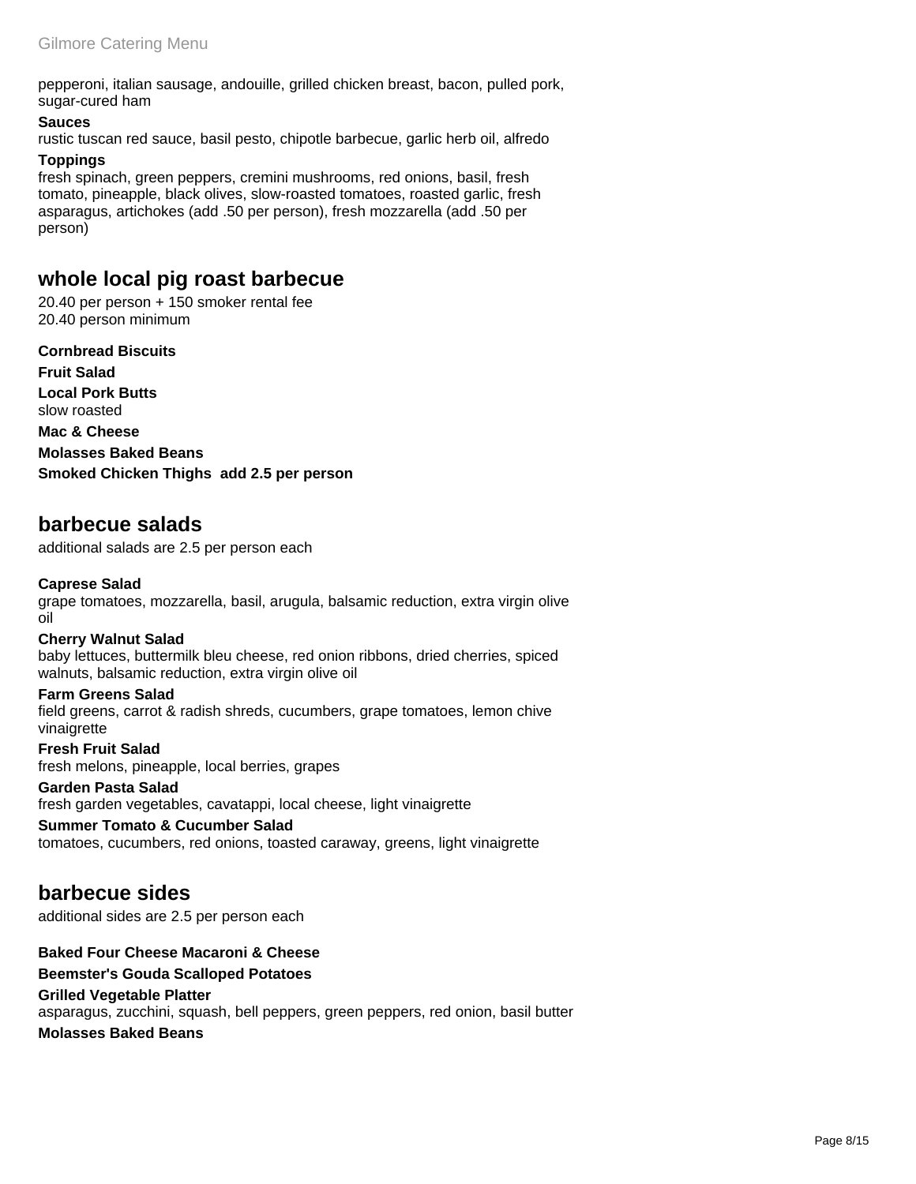pepperoni, italian sausage, andouille, grilled chicken breast, bacon, pulled pork, sugar-cured ham

**Sauces**
rustic tuscan red sauce, basil pesto, chipotle barbecue, garlic herb oil, alfredo

**Toppings**
fresh spinach, green peppers, cremini mushrooms, red onions, basil, fresh tomato, pineapple, black olives, slow-roasted tomatoes, roasted garlic, fresh asparagus, artichokes (add .50 per person), fresh mozzarella (add .50 per person)

## whole local pig roast barbecue

20.40 per person + 150 smoker rental fee
20.40 person minimum

**Cornbread Biscuits**

**Fruit Salad**

**Local Pork Butts**
slow roasted

**Mac & Cheese**

**Molasses Baked Beans**

**Smoked Chicken Thighs add 2.5 per person**

## barbecue salads

additional salads are 2.5 per person each

**Caprese Salad**
grape tomatoes, mozzarella, basil, arugula, balsamic reduction, extra virgin olive oil

**Cherry Walnut Salad**
baby lettuces, buttermilk bleu cheese, red onion ribbons, dried cherries, spiced walnuts, balsamic reduction, extra virgin olive oil

**Farm Greens Salad**
field greens, carrot & radish shreds, cucumbers, grape tomatoes, lemon chive vinaigrette

**Fresh Fruit Salad**
fresh melons, pineapple, local berries, grapes

**Garden Pasta Salad**
fresh garden vegetables, cavatappi, local cheese, light vinaigrette

**Summer Tomato & Cucumber Salad**
tomatoes, cucumbers, red onions, toasted caraway, greens, light vinaigrette

## barbecue sides

additional sides are 2.5 per person each

**Baked Four Cheese Macaroni & Cheese**

**Beemster's Gouda Scalloped Potatoes**

**Grilled Vegetable Platter**
asparagus, zucchini, squash, bell peppers, green peppers, red onion, basil butter

**Molasses Baked Beans**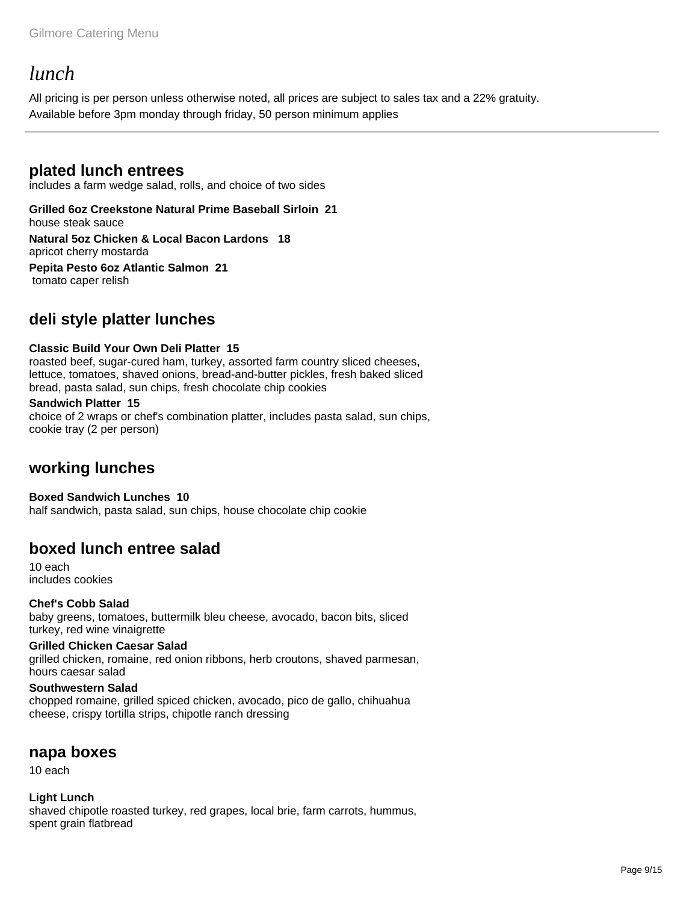# *lunch*

All pricing is per person unless otherwise noted, all prices are subject to sales tax and a 22% gratuity.
Available before 3pm monday through friday, 50 person minimum applies

---

## plated lunch entrees

includes a farm wedge salad, rolls, and choice of two sides

**Grilled 6oz Creekstone Natural Prime Baseball Sirloin 21**
house steak sauce

**Natural 5oz Chicken & Local Bacon Lardons 18**
apricot cherry mostarda

**Pepita Pesto 6oz Atlantic Salmon 21**
tomato caper relish

## deli style platter lunches

**Classic Build Your Own Deli Platter 15**
roasted beef, sugar-cured ham, turkey, assorted farm country sliced cheeses, lettuce, tomatoes, shaved onions, bread-and-butter pickles, fresh baked sliced bread, pasta salad, sun chips, fresh chocolate chip cookies

**Sandwich Platter 15**
choice of 2 wraps or chef's combination platter, includes pasta salad, sun chips, cookie tray (2 per person)

## working lunches

**Boxed Sandwich Lunches 10**
half sandwich, pasta salad, sun chips, house chocolate chip cookie

## boxed lunch entree salad

10 each
includes cookies

**Chef's Cobb Salad**
baby greens, tomatoes, buttermilk bleu cheese, avocado, bacon bits, sliced turkey, red wine vinaigrette

**Grilled Chicken Caesar Salad**
grilled chicken, romaine, red onion ribbons, herb croutons, shaved parmesan, hours caesar salad

**Southwestern Salad**
chopped romaine, grilled spiced chicken, avocado, pico de gallo, chihuahua cheese, crispy tortilla strips, chipotle ranch dressing

## napa boxes

10 each

**Light Lunch**
shaved chipotle roasted turkey, red grapes, local brie, farm carrots, hummus, spent grain flatbread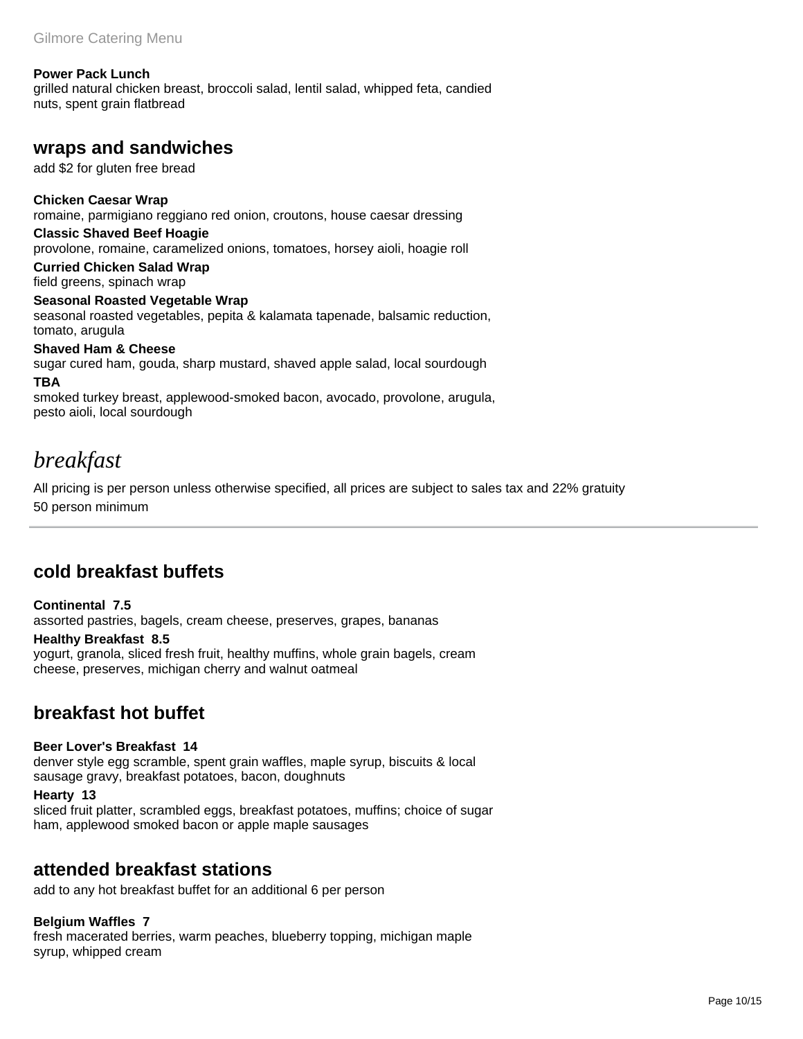**Power Pack Lunch**
grilled natural chicken breast, broccoli salad, lentil salad, whipped feta, candied nuts, spent grain flatbread

## wraps and sandwiches

add $2 for gluten free bread

**Chicken Caesar Wrap**
romaine, parmigiano reggiano red onion, croutons, house caesar dressing

**Classic Shaved Beef Hoagie**
provolone, romaine, caramelized onions, tomatoes, horsey aioli, hoagie roll

**Curried Chicken Salad Wrap**
field greens, spinach wrap

**Seasonal Roasted Vegetable Wrap**
seasonal roasted vegetables, pepita & kalamata tapenade, balsamic reduction, tomato, arugula

**Shaved Ham & Cheese**
sugar cured ham, gouda, sharp mustard, shaved apple salad, local sourdough

**TBA**
smoked turkey breast, applewood-smoked bacon, avocado, provolone, arugula, pesto aioli, local sourdough

# *breakfast*

All pricing is per person unless otherwise specified, all prices are subject to sales tax and 22% gratuity

50 person minimum

---

## cold breakfast buffets

**Continental 7.5**
assorted pastries, bagels, cream cheese, preserves, grapes, bananas

**Healthy Breakfast 8.5**
yogurt, granola, sliced fresh fruit, healthy muffins, whole grain bagels, cream cheese, preserves, michigan cherry and walnut oatmeal

## breakfast hot buffet

**Beer Lover's Breakfast 14**
denver style egg scramble, spent grain waffles, maple syrup, biscuits & local sausage gravy, breakfast potatoes, bacon, doughnuts

**Hearty 13**
sliced fruit platter, scrambled eggs, breakfast potatoes, muffins; choice of sugar ham, applewood smoked bacon or apple maple sausages

## attended breakfast stations

add to any hot breakfast buffet for an additional 6 per person

**Belgium Waffles 7**
fresh macerated berries, warm peaches, blueberry topping, michigan maple syrup, whipped cream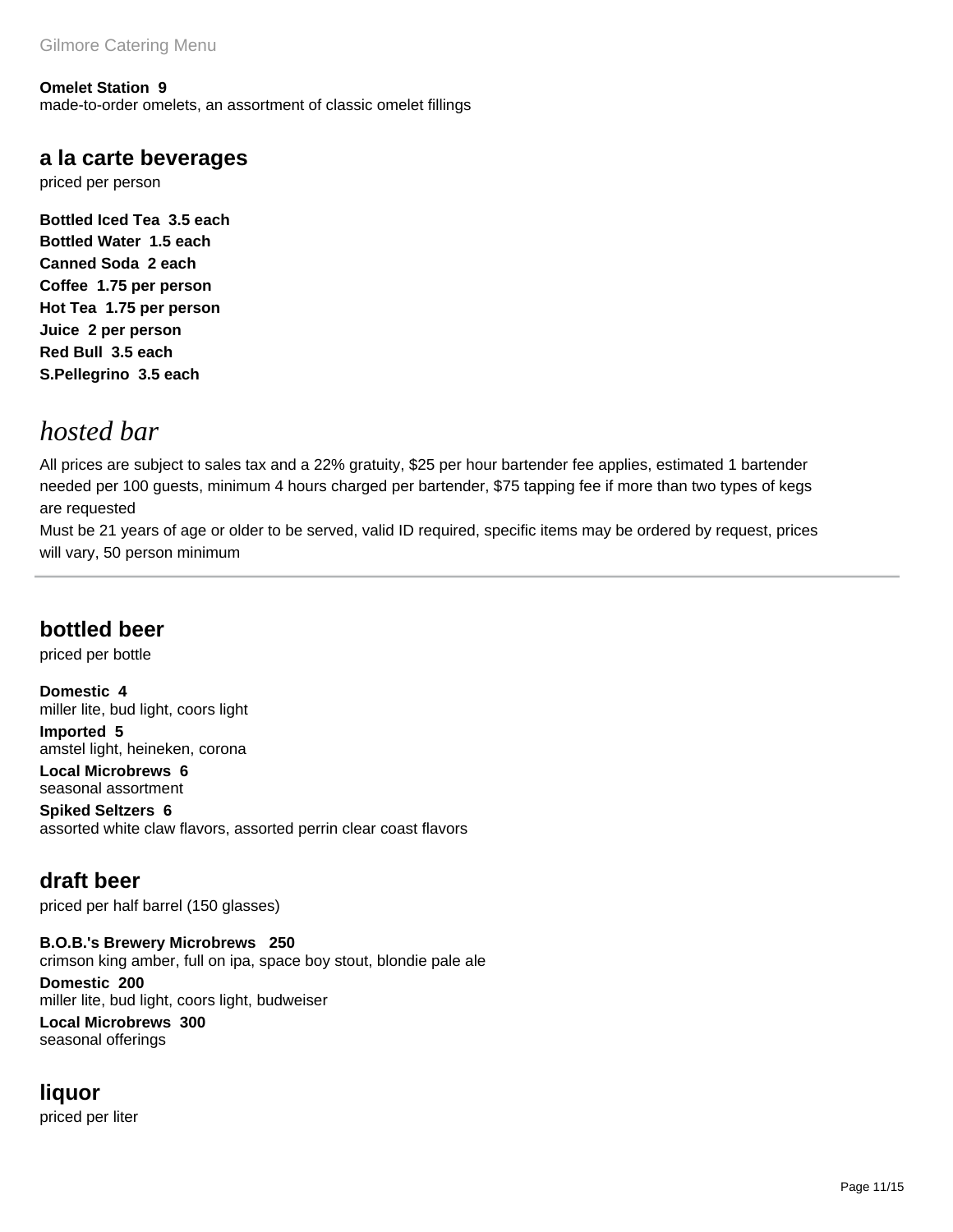**Omelet Station 9**
made-to-order omelets, an assortment of classic omelet fillings

## a la carte beverages

priced per person

**Bottled Iced Tea 3.5 each**
**Bottled Water 1.5 each**
**Canned Soda 2 each**
**Coffee 1.75 per person**
**Hot Tea 1.75 per person**
**Juice 2 per person**
**Red Bull 3.5 each**
**S.Pellegrino 3.5 each**

# *hosted bar*

All prices are subject to sales tax and a 22% gratuity, $25 per hour bartender fee applies, estimated 1 bartender needed per 100 guests, minimum 4 hours charged per bartender, $75 tapping fee if more than two types of kegs are requested
Must be 21 years of age or older to be served, valid ID required, specific items may be ordered by request, prices will vary, 50 person minimum

---

## bottled beer

priced per bottle

**Domestic 4**
miller lite, bud light, coors light
**Imported 5**
amstel light, heineken, corona
**Local Microbrews 6**
seasonal assortment
**Spiked Seltzers 6**
assorted white claw flavors, assorted perrin clear coast flavors

## draft beer

priced per half barrel (150 glasses)

**B.O.B.'s Brewery Microbrews 250**
crimson king amber, full on ipa, space boy stout, blondie pale ale
**Domestic 200**
miller lite, bud light, coors light, budweiser
**Local Microbrews 300**
seasonal offerings

## liquor

priced per liter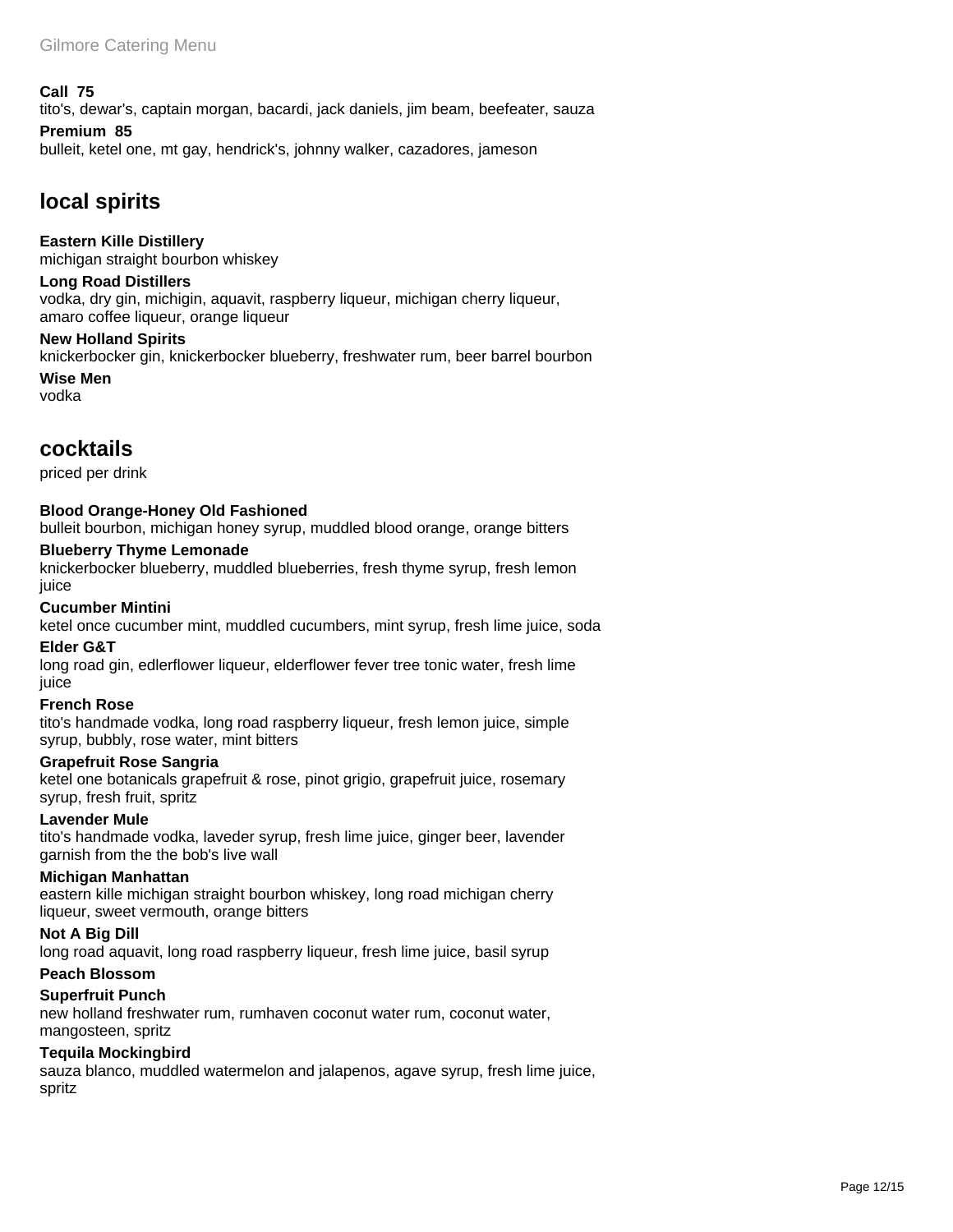**Call 75**
tito's, dewar's, captain morgan, bacardi, jack daniels, jim beam, beefeater, sauza

**Premium 85**
bulleit, ketel one, mt gay, hendrick's, johnny walker, cazadores, jameson

## local spirits

**Eastern Kille Distillery**
michigan straight bourbon whiskey

**Long Road Distillers**
vodka, dry gin, michigin, aquavit, raspberry liqueur, michigan cherry liqueur, amaro coffee liqueur, orange liqueur

**New Holland Spirits**
knickerbocker gin, knickerbocker blueberry, freshwater rum, beer barrel bourbon

**Wise Men**
vodka

## cocktails

priced per drink

**Blood Orange-Honey Old Fashioned**
bulleit bourbon, michigan honey syrup, muddled blood orange, orange bitters

**Blueberry Thyme Lemonade**
knickerbocker blueberry, muddled blueberries, fresh thyme syrup, fresh lemon juice

**Cucumber Mintini**
ketel once cucumber mint, muddled cucumbers, mint syrup, fresh lime juice, soda

**Elder G&T**
long road gin, edlerflower liqueur, elderflower fever tree tonic water, fresh lime juice

**French Rose**
tito's handmade vodka, long road raspberry liqueur, fresh lemon juice, simple syrup, bubbly, rose water, mint bitters

**Grapefruit Rose Sangria**
ketel one botanicals grapefruit & rose, pinot grigio, grapefruit juice, rosemary syrup, fresh fruit, spritz

**Lavender Mule**
tito's handmade vodka, laveder syrup, fresh lime juice, ginger beer, lavender garnish from the the bob's live wall

**Michigan Manhattan**
eastern kille michigan straight bourbon whiskey, long road michigan cherry liqueur, sweet vermouth, orange bitters

**Not A Big Dill**
long road aquavit, long road raspberry liqueur, fresh lime juice, basil syrup

**Peach Blossom**

**Superfruit Punch**
new holland freshwater rum, rumhaven coconut water rum, coconut water, mangosteen, spritz

**Tequila Mockingbird**
sauza blanco, muddled watermelon and jalapenos, agave syrup, fresh lime juice, spritz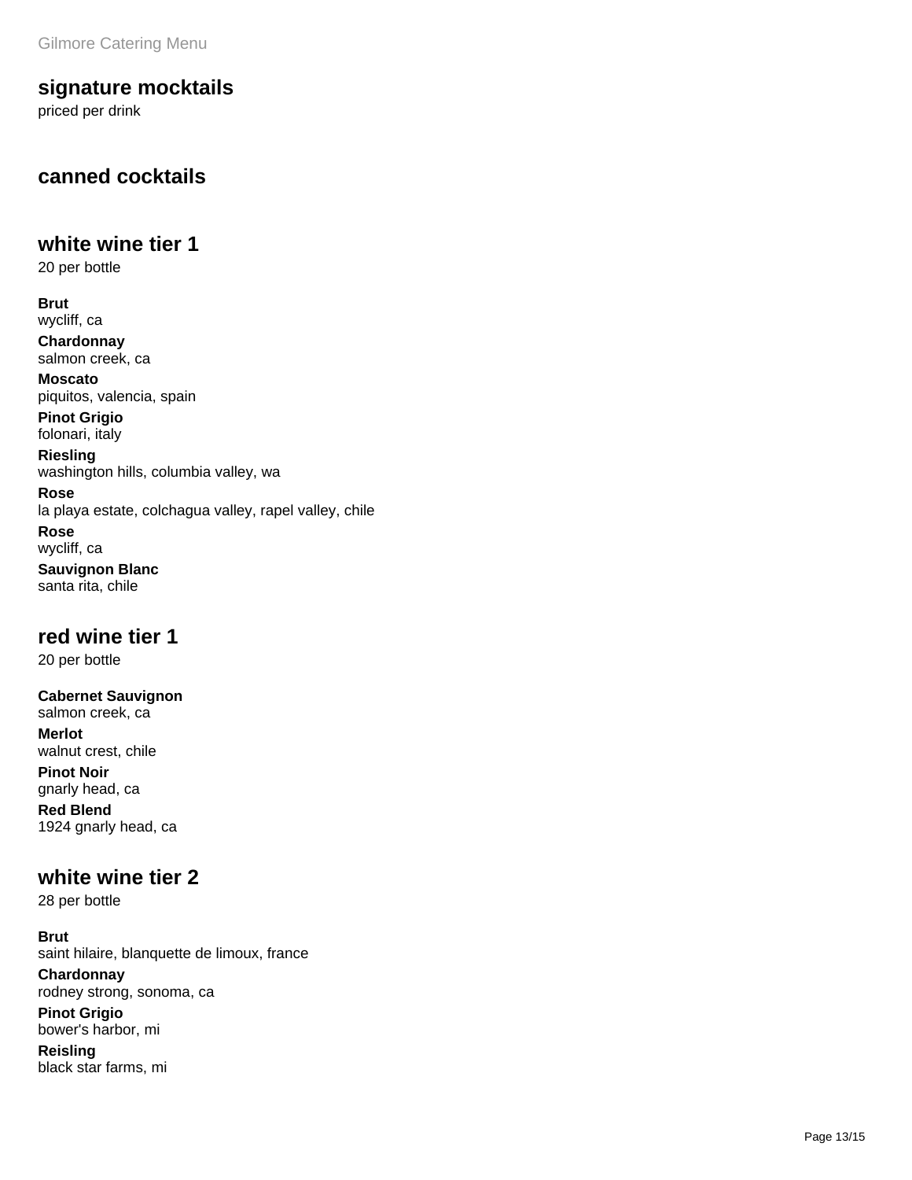## signature mocktails

priced per drink

## canned cocktails

## white wine tier 1

20 per bottle

**Brut**
wycliff, ca

**Chardonnay**
salmon creek, ca

**Moscato**
piquitos, valencia, spain

**Pinot Grigio**
folonari, italy

**Riesling**
washington hills, columbia valley, wa

**Rose**
la playa estate, colchagua valley, rapel valley, chile

**Rose**
wycliff, ca

**Sauvignon Blanc**
santa rita, chile

## red wine tier 1

20 per bottle

**Cabernet Sauvignon**
salmon creek, ca

**Merlot**
walnut crest, chile

**Pinot Noir**
gnarly head, ca

**Red Blend**
1924 gnarly head, ca

## white wine tier 2

28 per bottle

**Brut**
saint hilaire, blanquette de limoux, france

**Chardonnay**
rodney strong, sonoma, ca

**Pinot Grigio**
bower's harbor, mi

**Reisling**
black star farms, mi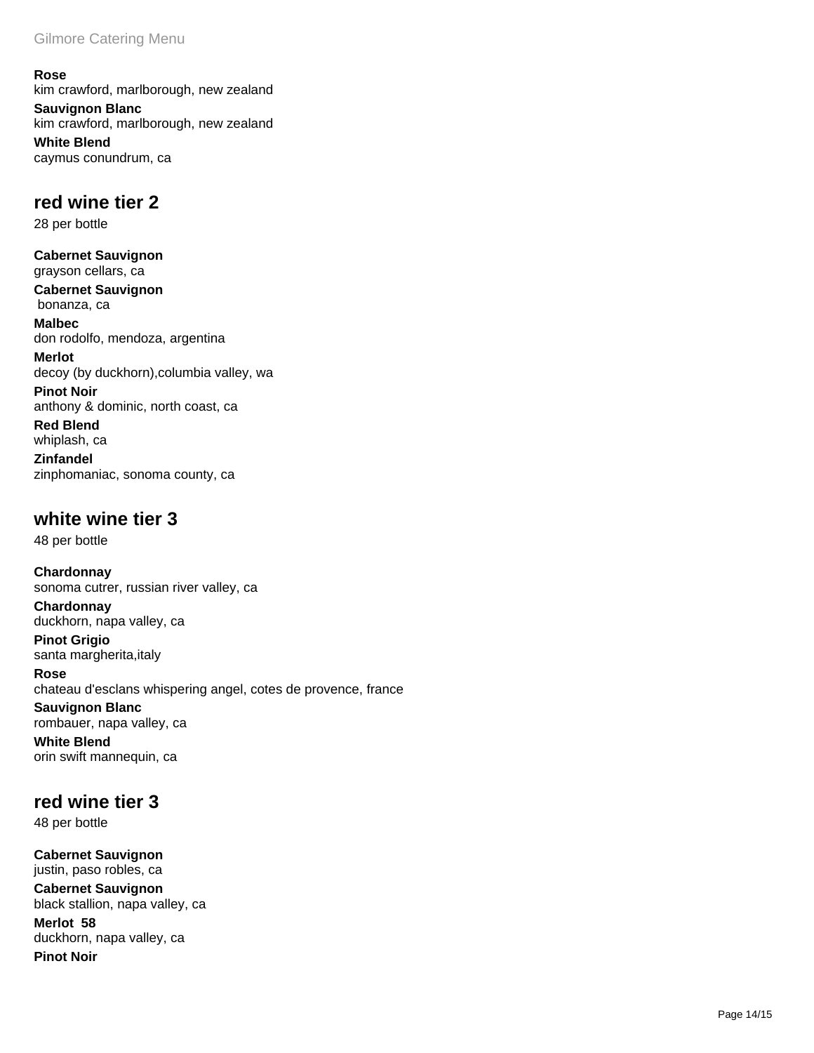**Rose**
kim crawford, marlborough, new zealand

**Sauvignon Blanc**
kim crawford, marlborough, new zealand

**White Blend**
caymus conundrum, ca

## red wine tier 2

28 per bottle

**Cabernet Sauvignon**
grayson cellars, ca

**Cabernet Sauvignon**
bonanza, ca

**Malbec**
don rodolfo, mendoza, argentina

**Merlot**
decoy (by duckhorn),columbia valley, wa

**Pinot Noir**
anthony & dominic, north coast, ca

**Red Blend**
whiplash, ca

**Zinfandel**
zinphomaniac, sonoma county, ca

## white wine tier 3

48 per bottle

**Chardonnay**
sonoma cutrer, russian river valley, ca

**Chardonnay**
duckhorn, napa valley, ca

**Pinot Grigio**
santa margherita,italy

**Rose**
chateau d'esclans whispering angel, cotes de provence, france

**Sauvignon Blanc**
rombauer, napa valley, ca

**White Blend**
orin swift mannequin, ca

## red wine tier 3

48 per bottle

**Cabernet Sauvignon**
justin, paso robles, ca

**Cabernet Sauvignon**
black stallion, napa valley, ca

**Merlot 58**
duckhorn, napa valley, ca

**Pinot Noir**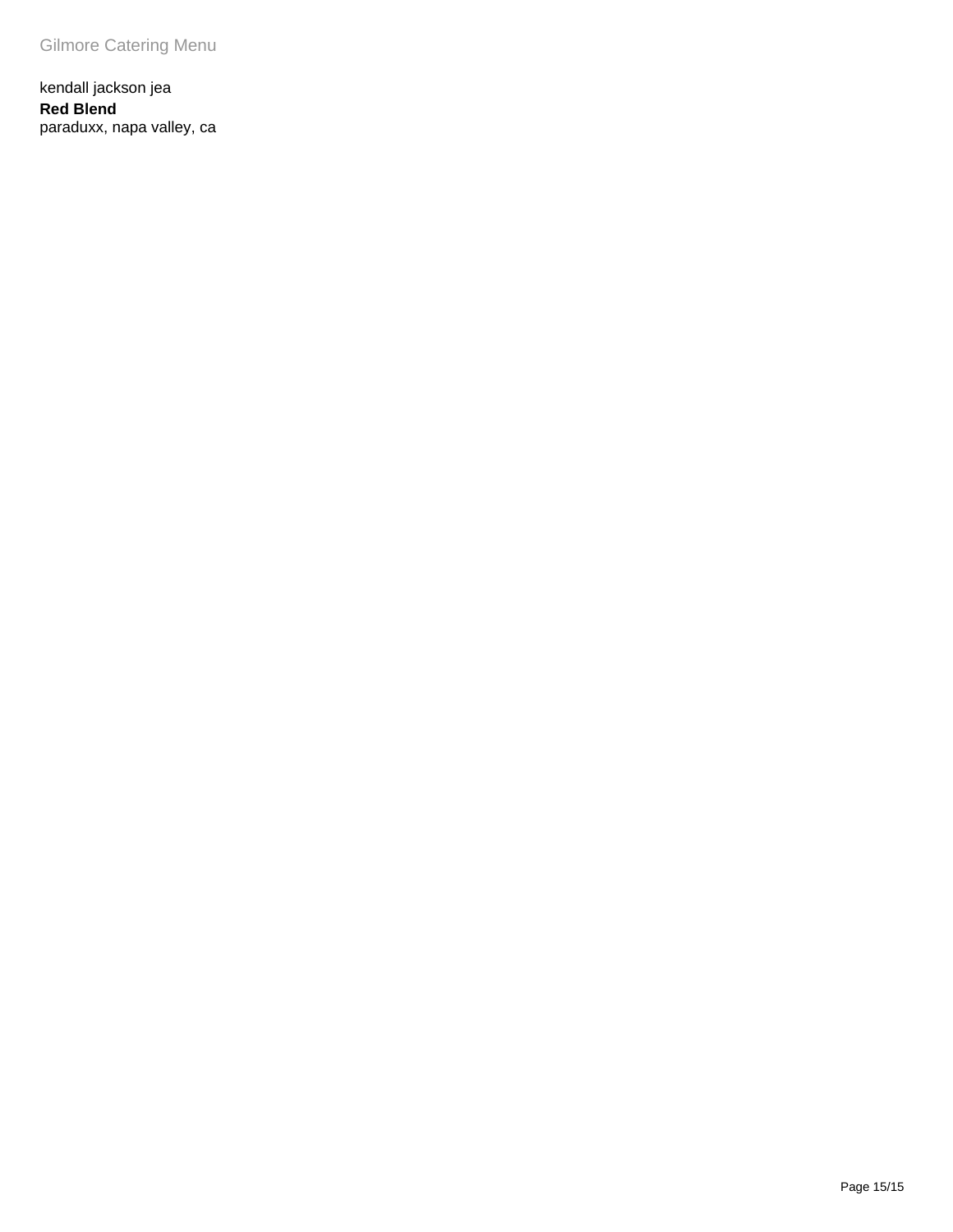kendall jackson jea

**Red Blend**

paraduxx, napa valley, ca